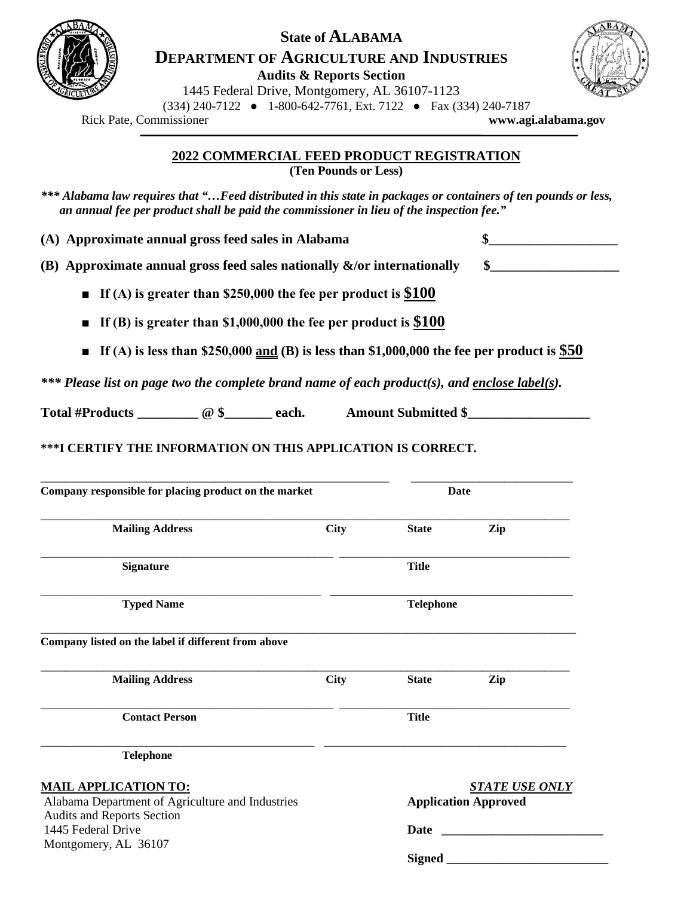# State of ALABAMA

## DEPARTMENT OF AGRICULTURE AND INDUSTRIES

**Audits & Reports Section**

1445 Federal Drive, Montgomery, AL 36107-1123

(334) 240-7122 ● 1-800-642-7761, Ext. 7122 ● Fax (334) 240-7187

Rick Pate, Commissioner **www.agi.alabama.gov**

---

## 2022 COMMERCIAL FEED PRODUCT REGISTRATION

**(Ten Pounds or Less)**

***\*\*\* Alabama law requires that "…Feed distributed in this state in packages or containers of ten pounds or less, an annual fee per product shall be paid the commissioner in lieu of the inspection fee."***

**(A) Approximate annual gross feed sales in Alabama** **$___________________**

**(B) Approximate annual gross feed sales nationally &/or internationally** **$___________________**

- **If (A) is greater than $250,000 the fee per product is $100**
- **If (B) is greater than $1,000,000 the fee per product is $100**
- **If (A) is less than $250,000 and (B) is less than $1,000,000 the fee per product is $50**

***\*\*\* Please list on page two the complete brand name of each product(s), and enclose label(s).***

**Total #Products _________ @ $_______ each.** **Amount Submitted $__________________**

**\*\*\*I CERTIFY THE INFORMATION ON THIS APPLICATION IS CORRECT.**

______________________________________________ ___________________________
**Company responsible for placing product on the market** **Date**

______________________________________________________________________
**Mailing Address** **City** **State** **Zip**

______________________________________________ ___________________________
**Signature** **Title**

______________________________________________ ___________________________
**Typed Name** **Telephone**

______________________________________________________________________
**Company listed on the label if different from above**

______________________________________________________________________
**Mailing Address** **City** **State** **Zip**

______________________________________________ ___________________________
**Contact Person** **Title**

______________________________________________ ___________________________
**Telephone**

**MAIL APPLICATION TO:**

Alabama Department of Agriculture and Industries
Audits and Reports Section
1445 Federal Drive
Montgomery, AL 36107

***STATE USE ONLY***

**Application Approved**

**Date** __________________________

**Signed** __________________________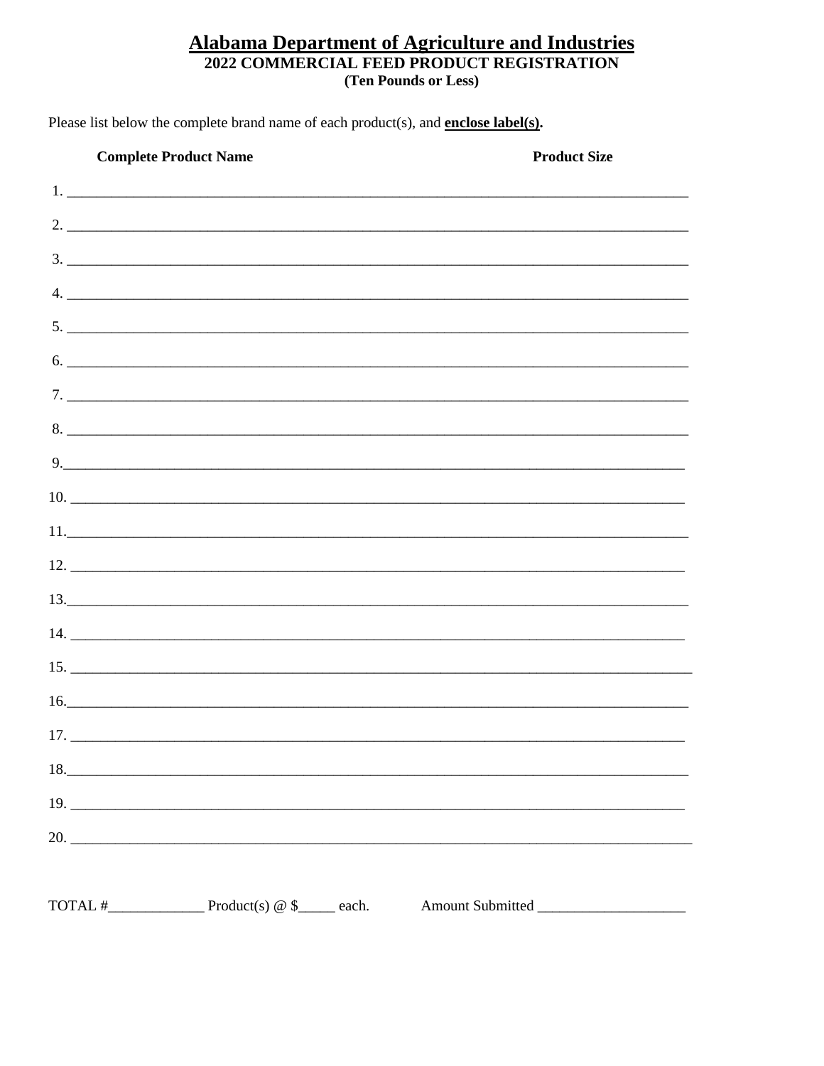# Alabama Department of Agriculture and Industries

## 2022 COMMERCIAL FEED PRODUCT REGISTRATION

**(Ten Pounds or Less)**

Please list below the complete brand name of each product(s), and **enclose label(s).**

**Complete Product Name** **Product Size**

1. ________________________________________________________________________________
2. ________________________________________________________________________________
3. ________________________________________________________________________________
4. ________________________________________________________________________________
5. ________________________________________________________________________________
6. ________________________________________________________________________________
7. ________________________________________________________________________________
8. ________________________________________________________________________________
9. ________________________________________________________________________________
10. ________________________________________________________________________________
11. ________________________________________________________________________________
12. ________________________________________________________________________________
13. ________________________________________________________________________________
14. ________________________________________________________________________________
15. ________________________________________________________________________________
16. ________________________________________________________________________________
17. ________________________________________________________________________________
18. ________________________________________________________________________________
19. ________________________________________________________________________________
20. ________________________________________________________________________________

TOTAL #_____________ Product(s) @ $_____ each. Amount Submitted ____________________